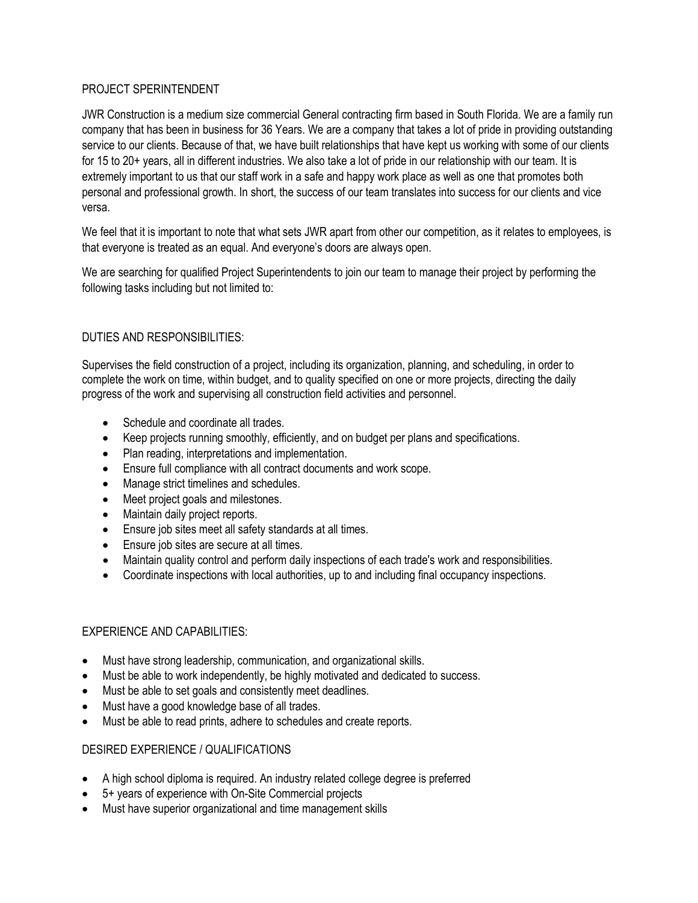# PROJECT SPERINTENDENT

JWR Construction is a medium size commercial General contracting firm based in South Florida. We are a family run company that has been in business for 36 Years. We are a company that takes a lot of pride in providing outstanding service to our clients. Because of that, we have built relationships that have kept us working with some of our clients for 15 to 20+ years, all in different industries. We also take a lot of pride in our relationship with our team. It is extremely important to us that our staff work in a safe and happy work place as well as one that promotes both personal and professional growth. In short, the success of our team translates into success for our clients and vice versa.

We feel that it is important to note that what sets JWR apart from other our competition, as it relates to employees, is that everyone is treated as an equal. And everyone's doors are always open.

We are searching for qualified Project Superintendents to join our team to manage their project by performing the following tasks including but not limited to:

## DUTIES AND RESPONSIBILITIES:

Supervises the field construction of a project, including its organization, planning, and scheduling, in order to complete the work on time, within budget, and to quality specified on one or more projects, directing the daily progress of the work and supervising all construction field activities and personnel.

- Schedule and coordinate all trades.
- Keep projects running smoothly, efficiently, and on budget per plans and specifications.
- Plan reading, interpretations and implementation.
- Ensure full compliance with all contract documents and work scope.
- Manage strict timelines and schedules.
- Meet project goals and milestones.
- Maintain daily project reports.
- Ensure job sites meet all safety standards at all times.
- Ensure job sites are secure at all times.
- Maintain quality control and perform daily inspections of each trade's work and responsibilities.
- Coordinate inspections with local authorities, up to and including final occupancy inspections.

## EXPERIENCE AND CAPABILITIES:

- Must have strong leadership, communication, and organizational skills.
- Must be able to work independently, be highly motivated and dedicated to success.
- Must be able to set goals and consistently meet deadlines.
- Must have a good knowledge base of all trades.
- Must be able to read prints, adhere to schedules and create reports.

## DESIRED EXPERIENCE / QUALIFICATIONS

- A high school diploma is required. An industry related college degree is preferred
- 5+ years of experience with On-Site Commercial projects
- Must have superior organizational and time management skills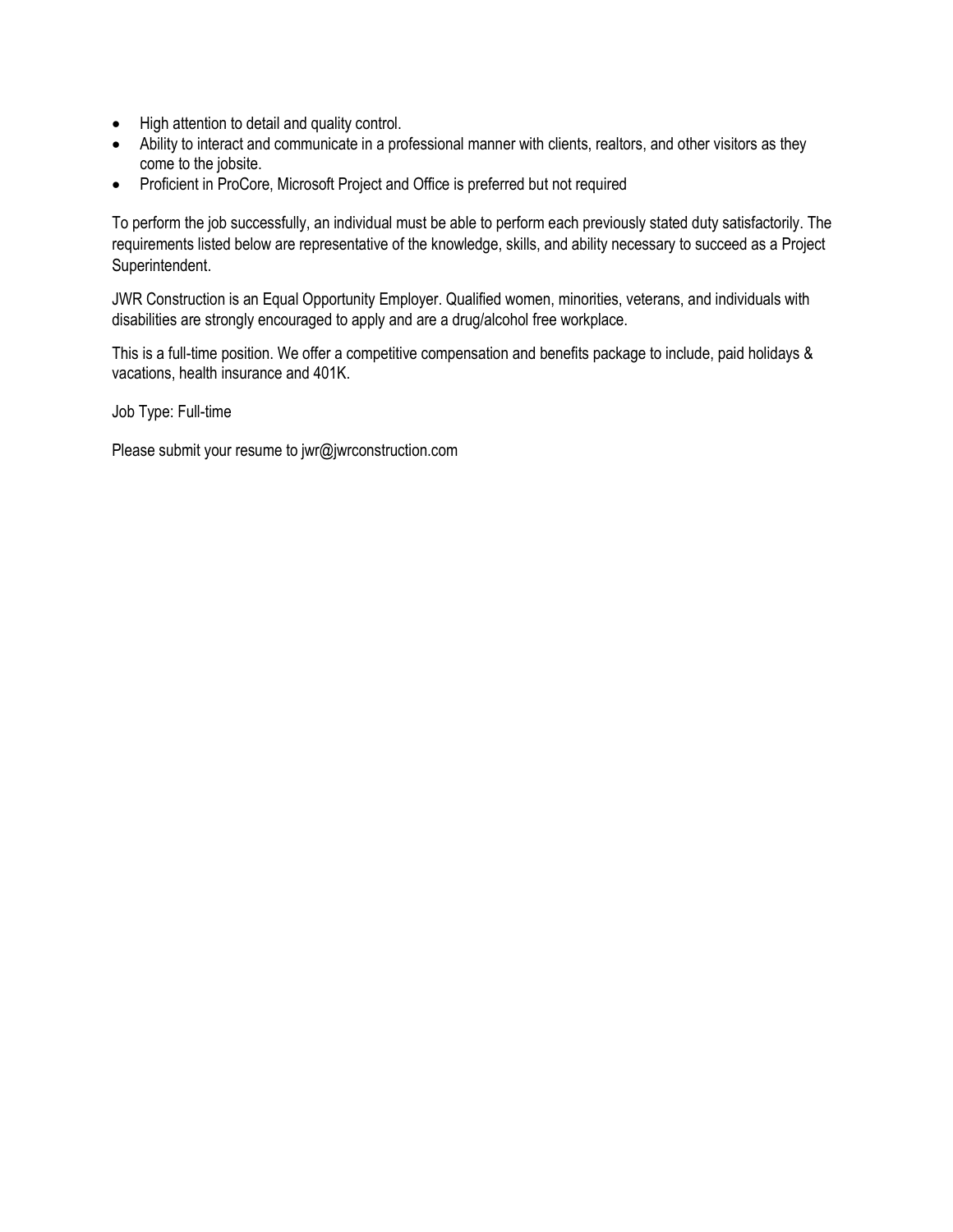- High attention to detail and quality control.
- Ability to interact and communicate in a professional manner with clients, realtors, and other visitors as they come to the jobsite.
- Proficient in ProCore, Microsoft Project and Office is preferred but not required

To perform the job successfully, an individual must be able to perform each previously stated duty satisfactorily. The requirements listed below are representative of the knowledge, skills, and ability necessary to succeed as a Project Superintendent.

JWR Construction is an Equal Opportunity Employer. Qualified women, minorities, veterans, and individuals with disabilities are strongly encouraged to apply and are a drug/alcohol free workplace.

This is a full-time position. We offer a competitive compensation and benefits package to include, paid holidays & vacations, health insurance and 401K.

Job Type: Full-time

Please submit your resume to jwr@jwrconstruction.com